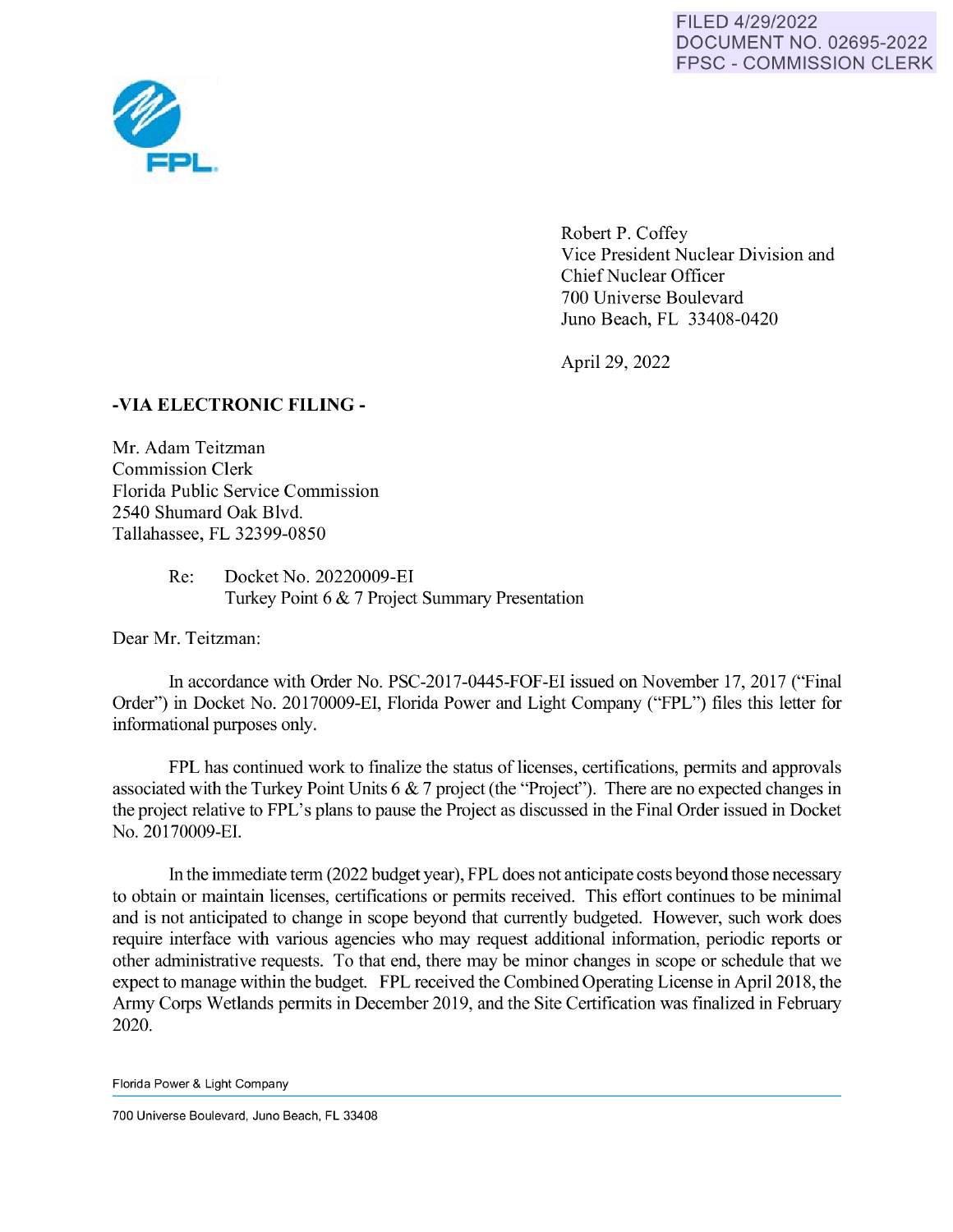FILED 4/29/2022
DOCUMENT NO. 02695-2022
FPSC - COMMISSION CLERK

FPL.

Robert P. Coffey
Vice President Nuclear Division and
Chief Nuclear Officer
700 Universe Boulevard
Juno Beach, FL 33408-0420

April 29, 2022

**-VIA ELECTRONIC FILING -**

Mr. Adam Teitzman
Commission Clerk
Florida Public Service Commission
2540 Shumard Oak Blvd.
Tallahassee, FL 32399-0850

Re: Docket No. 20220009-EI
Turkey Point 6 & 7 Project Summary Presentation

Dear Mr. Teitzman:

In accordance with Order No. PSC-2017-0445-FOF-EI issued on November 17, 2017 ("Final Order") in Docket No. 20170009-EI, Florida Power and Light Company ("FPL") files this letter for informational purposes only.

FPL has continued work to finalize the status of licenses, certifications, permits and approvals associated with the Turkey Point Units 6 & 7 project (the "Project"). There are no expected changes in the project relative to FPL's plans to pause the Project as discussed in the Final Order issued in Docket No. 20170009-EI.

In the immediate term (2022 budget year), FPL does not anticipate costs beyond those necessary to obtain or maintain licenses, certifications or permits received. This effort continues to be minimal and is not anticipated to change in scope beyond that currently budgeted. However, such work does require interface with various agencies who may request additional information, periodic reports or other administrative requests. To that end, there may be minor changes in scope or schedule that we expect to manage within the budget. FPL received the Combined Operating License in April 2018, the Army Corps Wetlands permits in December 2019, and the Site Certification was finalized in February 2020.

Florida Power & Light Company

700 Universe Boulevard, Juno Beach, FL 33408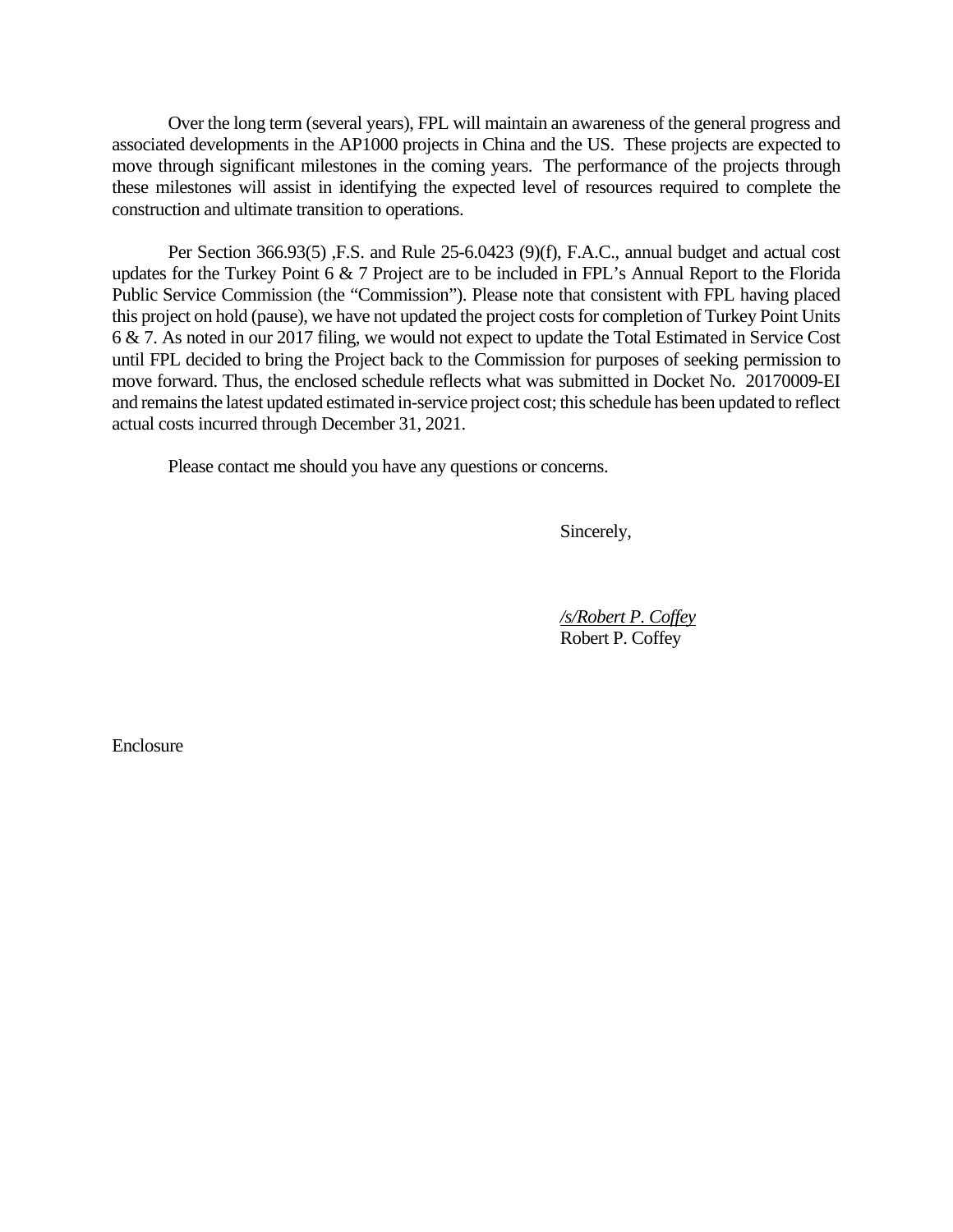Over the long term (several years), FPL will maintain an awareness of the general progress and associated developments in the AP1000 projects in China and the US. These projects are expected to move through significant milestones in the coming years. The performance of the projects through these milestones will assist in identifying the expected level of resources required to complete the construction and ultimate transition to operations.

Per Section 366.93(5) ,F.S. and Rule 25-6.0423 (9)(f), F.A.C., annual budget and actual cost updates for the Turkey Point 6 & 7 Project are to be included in FPL's Annual Report to the Florida Public Service Commission (the "Commission"). Please note that consistent with FPL having placed this project on hold (pause), we have not updated the project costs for completion of Turkey Point Units 6 & 7. As noted in our 2017 filing, we would not expect to update the Total Estimated in Service Cost until FPL decided to bring the Project back to the Commission for purposes of seeking permission to move forward. Thus, the enclosed schedule reflects what was submitted in Docket No. 20170009-EI and remains the latest updated estimated in-service project cost; this schedule has been updated to reflect actual costs incurred through December 31, 2021.

Please contact me should you have any questions or concerns.

Sincerely,

*/s/Robert P. Coffey*
Robert P. Coffey

Enclosure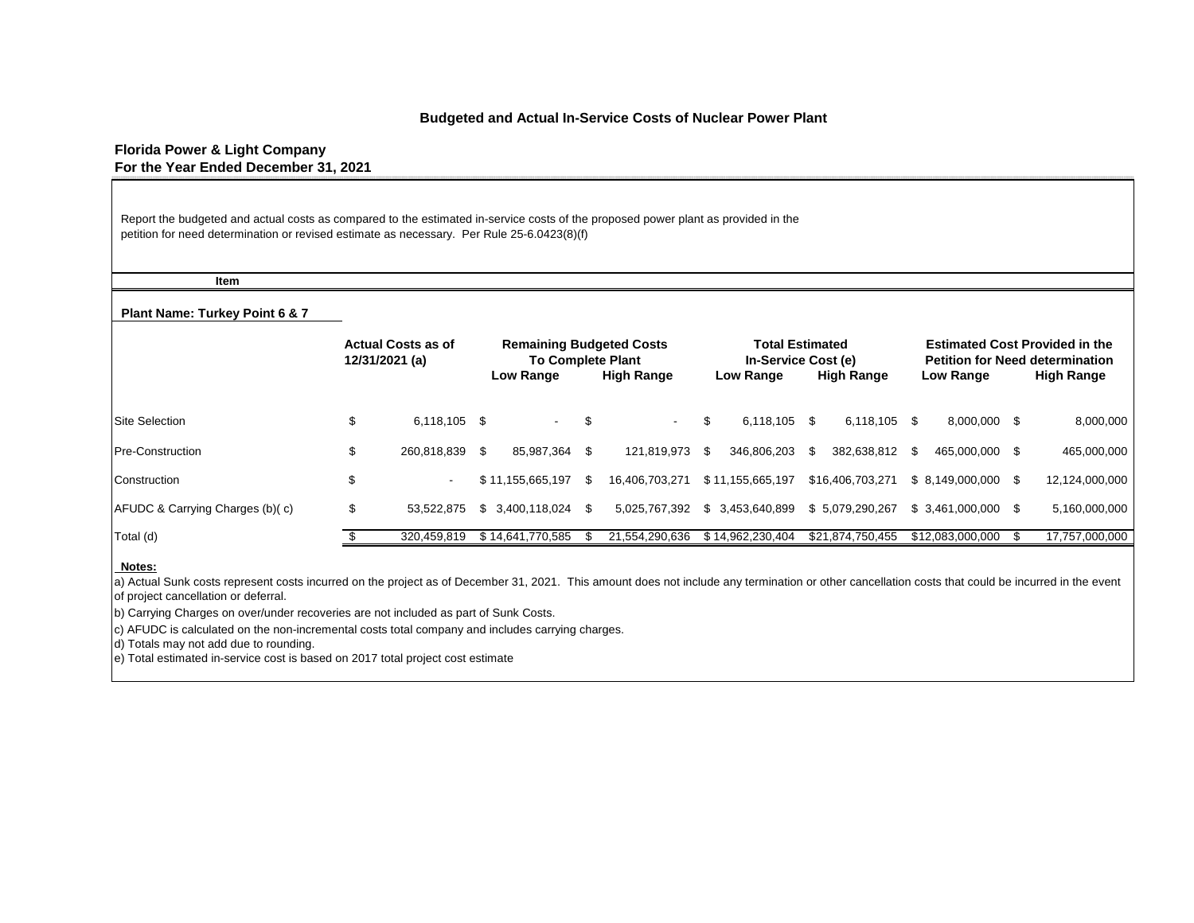## Budgeted and Actual In-Service Costs of Nuclear Power Plant

**Florida Power & Light Company**
**For the Year Ended December 31, 2021**

Report the budgeted and actual costs as compared to the estimated in-service costs of the proposed power plant as provided in the petition for need determination or revised estimate as necessary. Per Rule 25-6.0423(8)(f)

**Item**

**Plant Name: Turkey Point 6 & 7**

| | Actual Costs as of 12/31/2021 (a) | Remaining Budgeted Costs To Complete Plant | | Total Estimated In-Service Cost (e) | | Estimated Cost Provided in the Petition for Need determination | |
|---|---|---|---|---|---|---|---|
| | | Low Range | High Range | Low Range | High Range | Low Range | High Range |
| Site Selection | $ 6,118,105 | $ - | $ - | $ 6,118,105 | $ 6,118,105 | $ 8,000,000 | $ 8,000,000 |
| Pre-Construction | $ 260,818,839 | $ 85,987,364 | $ 121,819,973 | $ 346,806,203 | $ 382,638,812 | $ 465,000,000 | $ 465,000,000 |
| Construction | $ - | $ 11,155,665,197 | $ 16,406,703,271 | $ 11,155,665,197 | $16,406,703,271 | $ 8,149,000,000 | $ 12,124,000,000 |
| AFUDC & Carrying Charges (b)( c) | $ 53,522,875 | $ 3,400,118,024 | $ 5,025,767,392 | $ 3,453,640,899 | $ 5,079,290,267 | $ 3,461,000,000 | $ 5,160,000,000 |
| Total (d) | $ 320,459,819 | $ 14,641,770,585 | $ 21,554,290,636 | $ 14,962,230,404 | $21,874,750,455 | $12,083,000,000 | $ 17,757,000,000 |

**Notes:**

a) Actual Sunk costs represent costs incurred on the project as of December 31, 2021. This amount does not include any termination or other cancellation costs that could be incurred in the event of project cancellation or deferral.

b) Carrying Charges on over/under recoveries are not included as part of Sunk Costs.

c) AFUDC is calculated on the non-incremental costs total company and includes carrying charges.

d) Totals may not add due to rounding.

e) Total estimated in-service cost is based on 2017 total project cost estimate